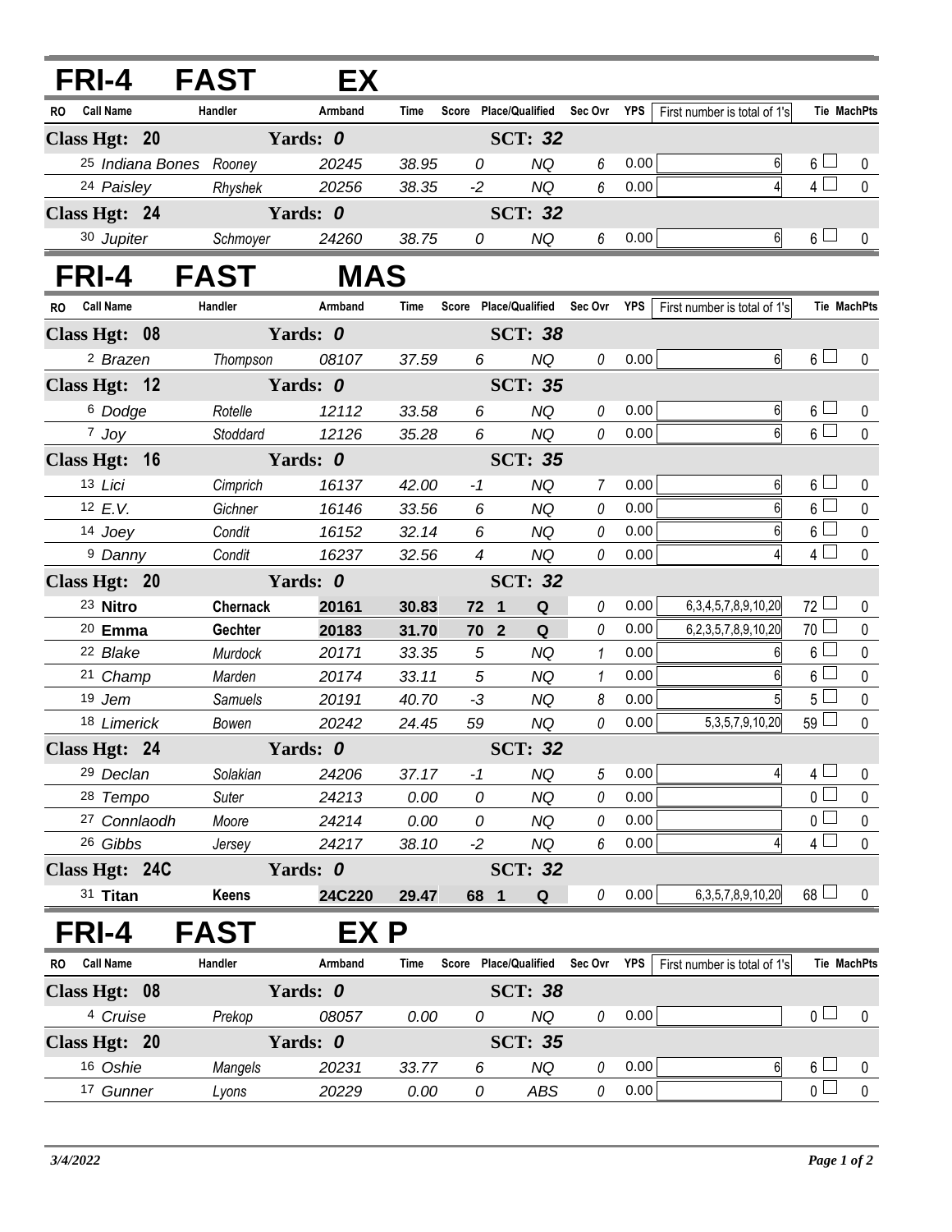## FRI-4 FAST EX

| RO | Call Name | Handler | Armband | Time | Score | Place/Qualified | Sec Ovr | YPS | First number is total of 1's | Tie | MachPts |
|---|---|---|---|---|---|---|---|---|---|---|---|
| **Class Hgt: 20** | | **Yards: 0** | | | | **SCT: 32** | | | | | |
| 25 | Indiana Bones | Rooney | 20245 | 38.95 | 0 | NQ | 6 | 0.00 | 6 | 6 | 0 |
| 24 | Paisley | Rhyshek | 20256 | 38.35 | -2 | NQ | 6 | 0.00 | 4 | 4 | 0 |
| **Class Hgt: 24** | | **Yards: 0** | | | | **SCT: 32** | | | | | |
| 30 | Jupiter | Schmoyer | 24260 | 38.75 | 0 | NQ | 6 | 0.00 | 6 | 6 | 0 |

## FRI-4 FAST MAS

| RO | Call Name | Handler | Armband | Time | Score | Place/Qualified | Sec Ovr | YPS | First number is total of 1's | Tie | MachPts |
|---|---|---|---|---|---|---|---|---|---|---|---|
| **Class Hgt: 08** | | **Yards: 0** | | | | **SCT: 38** | | | | | |
| 2 | Brazen | Thompson | 08107 | 37.59 | 6 | NQ | 0 | 0.00 | 6 | 6 | 0 |
| **Class Hgt: 12** | | **Yards: 0** | | | | **SCT: 35** | | | | | |
| 6 | Dodge | Rotelle | 12112 | 33.58 | 6 | NQ | 0 | 0.00 | 6 | 6 | 0 |
| 7 | Joy | Stoddard | 12126 | 35.28 | 6 | NQ | 0 | 0.00 | 6 | 6 | 0 |
| **Class Hgt: 16** | | **Yards: 0** | | | | **SCT: 35** | | | | | |
| 13 | Lici | Cimprich | 16137 | 42.00 | -1 | NQ | 7 | 0.00 | 6 | 6 | 0 |
| 12 | E.V. | Gichner | 16146 | 33.56 | 6 | NQ | 0 | 0.00 | 6 | 6 | 0 |
| 14 | Joey | Condit | 16152 | 32.14 | 6 | NQ | 0 | 0.00 | 6 | 6 | 0 |
| 9 | Danny | Condit | 16237 | 32.56 | 4 | NQ | 0 | 0.00 | 4 | 4 | 0 |
| **Class Hgt: 20** | | **Yards: 0** | | | | **SCT: 32** | | | | | |
| 23 | **Nitro** | **Chernack** | **20161** | **30.83** | **72** | **1 Q** | 0 | 0.00 | 6,3,4,5,7,8,9,10,20 | 72 | 0 |
| 20 | **Emma** | **Gechter** | **20183** | **31.70** | **70** | **2 Q** | 0 | 0.00 | 6,2,3,5,7,8,9,10,20 | 70 | 0 |
| 22 | Blake | Murdock | 20171 | 33.35 | 5 | NQ | 1 | 0.00 | 6 | 6 | 0 |
| 21 | Champ | Marden | 20174 | 33.11 | 5 | NQ | 1 | 0.00 | 6 | 6 | 0 |
| 19 | Jem | Samuels | 20191 | 40.70 | -3 | NQ | 8 | 0.00 | 5 | 5 | 0 |
| 18 | Limerick | Bowen | 20242 | 24.45 | 59 | NQ | 0 | 0.00 | 5,3,5,7,9,10,20 | 59 | 0 |
| **Class Hgt: 24** | | **Yards: 0** | | | | **SCT: 32** | | | | | |
| 29 | Declan | Solakian | 24206 | 37.17 | -1 | NQ | 5 | 0.00 | 4 | 4 | 0 |
| 28 | Tempo | Suter | 24213 | 0.00 | 0 | NQ | 0 | 0.00 | | 0 | 0 |
| 27 | Connlaodh | Moore | 24214 | 0.00 | 0 | NQ | 0 | 0.00 | | 0 | 0 |
| 26 | Gibbs | Jersey | 24217 | 38.10 | -2 | NQ | 6 | 0.00 | 4 | 4 | 0 |
| **Class Hgt: 24C** | | **Yards: 0** | | | | **SCT: 32** | | | | | |
| 31 | **Titan** | **Keens** | **24C220** | **29.47** | **68** | **1 Q** | 0 | 0.00 | 6,3,5,7,8,9,10,20 | 68 | 0 |

## FRI-4 FAST EX P

| RO | Call Name | Handler | Armband | Time | Score | Place/Qualified | Sec Ovr | YPS | First number is total of 1's | Tie | MachPts |
|---|---|---|---|---|---|---|---|---|---|---|---|
| **Class Hgt: 08** | | **Yards: 0** | | | | **SCT: 38** | | | | | |
| 4 | Cruise | Prekop | 08057 | 0.00 | 0 | NQ | 0 | 0.00 | | 0 | 0 |
| **Class Hgt: 20** | | **Yards: 0** | | | | **SCT: 35** | | | | | |
| 16 | Oshie | Mangels | 20231 | 33.77 | 6 | NQ | 0 | 0.00 | 6 | 6 | 0 |
| 17 | Gunner | Lyons | 20229 | 0.00 | 0 | ABS | 0 | 0.00 | | 0 | 0 |

*3/4/2022*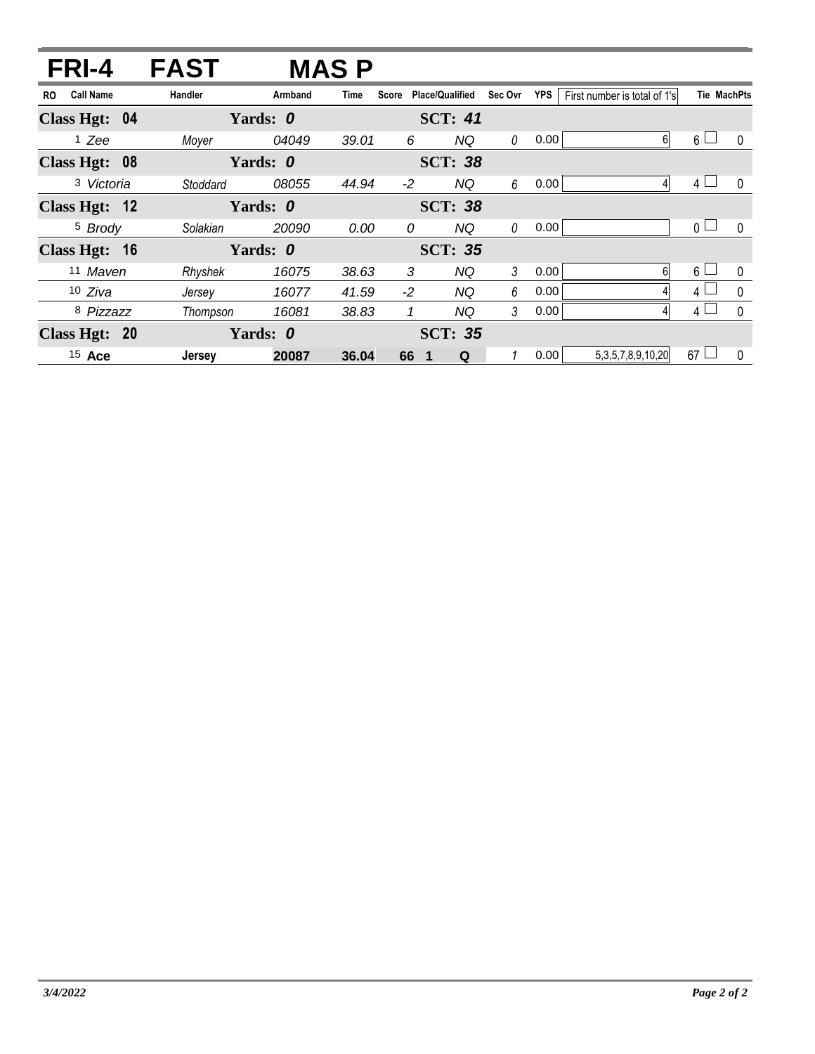# FRI-4 FAST MAS P

| RO | Call Name | Handler | Armband | Time | Score | Place/Qualified | Sec Ovr | YPS | First number is total of 1's | Tie | MachPts |
|---|---|---|---|---|---|---|---|---|---|---|---|
| **Class Hgt: 04** | | **Yards: 0** | | | | **SCT: 41** | | | | | |
| 1 | Zee | Moyer | 04049 | 39.01 | 6 | NQ | 0 | 0.00 | 6 | 6 | 0 |
| **Class Hgt: 08** | | **Yards: 0** | | | | **SCT: 38** | | | | | |
| 3 | Victoria | Stoddard | 08055 | 44.94 | -2 | NQ | 6 | 0.00 | 4 | 4 | 0 |
| **Class Hgt: 12** | | **Yards: 0** | | | | **SCT: 38** | | | | | |
| 5 | Brody | Solakian | 20090 | 0.00 | 0 | NQ | 0 | 0.00 | | 0 | 0 |
| **Class Hgt: 16** | | **Yards: 0** | | | | **SCT: 35** | | | | | |
| 11 | Maven | Rhyshek | 16075 | 38.63 | 3 | NQ | 3 | 0.00 | 6 | 6 | 0 |
| 10 | Ziva | Jersey | 16077 | 41.59 | -2 | NQ | 6 | 0.00 | 4 | 4 | 0 |
| 8 | Pizzazz | Thompson | 16081 | 38.83 | 1 | NQ | 3 | 0.00 | 4 | 4 | 0 |
| **Class Hgt: 20** | | **Yards: 0** | | | | **SCT: 35** | | | | | |
| 15 | **Ace** | **Jersey** | **20087** | **36.04** | **66** | **1 Q** | 1 | 0.00 | 5,3,5,7,8,9,10,20 | 67 | 0 |

*3/4/2022*